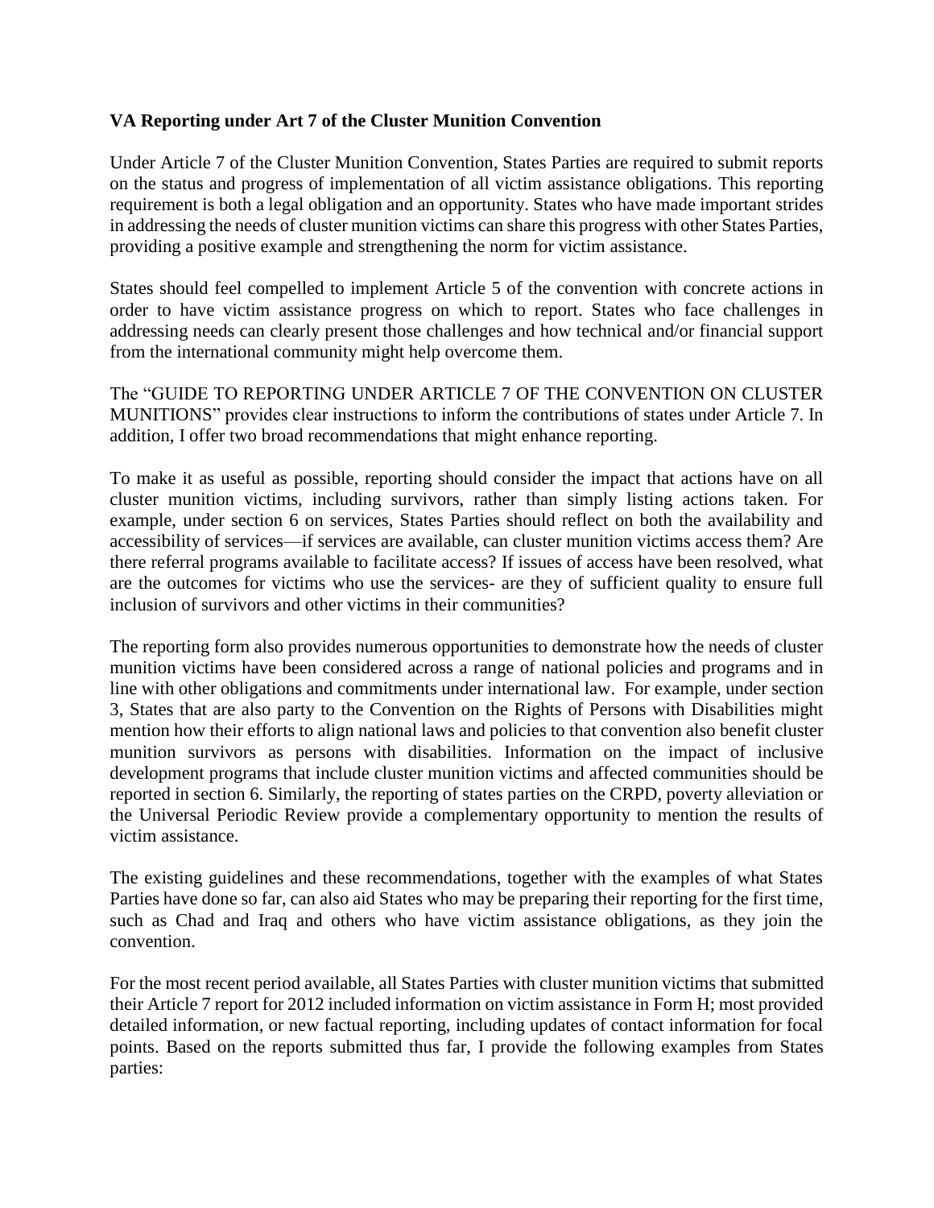**VA Reporting under Art 7 of the Cluster Munition Convention**

Under Article 7 of the Cluster Munition Convention, States Parties are required to submit reports on the status and progress of implementation of all victim assistance obligations. This reporting requirement is both a legal obligation and an opportunity. States who have made important strides in addressing the needs of cluster munition victims can share this progress with other States Parties, providing a positive example and strengthening the norm for victim assistance.

States should feel compelled to implement Article 5 of the convention with concrete actions in order to have victim assistance progress on which to report. States who face challenges in addressing needs can clearly present those challenges and how technical and/or financial support from the international community might help overcome them.

The "GUIDE TO REPORTING UNDER ARTICLE 7 OF THE CONVENTION ON CLUSTER MUNITIONS" provides clear instructions to inform the contributions of states under Article 7. In addition, I offer two broad recommendations that might enhance reporting.

To make it as useful as possible, reporting should consider the impact that actions have on all cluster munition victims, including survivors, rather than simply listing actions taken. For example, under section 6 on services, States Parties should reflect on both the availability and accessibility of services—if services are available, can cluster munition victims access them? Are there referral programs available to facilitate access? If issues of access have been resolved, what are the outcomes for victims who use the services- are they of sufficient quality to ensure full inclusion of survivors and other victims in their communities?

The reporting form also provides numerous opportunities to demonstrate how the needs of cluster munition victims have been considered across a range of national policies and programs and in line with other obligations and commitments under international law. For example, under section 3, States that are also party to the Convention on the Rights of Persons with Disabilities might mention how their efforts to align national laws and policies to that convention also benefit cluster munition survivors as persons with disabilities. Information on the impact of inclusive development programs that include cluster munition victims and affected communities should be reported in section 6. Similarly, the reporting of states parties on the CRPD, poverty alleviation or the Universal Periodic Review provide a complementary opportunity to mention the results of victim assistance.

The existing guidelines and these recommendations, together with the examples of what States Parties have done so far, can also aid States who may be preparing their reporting for the first time, such as Chad and Iraq and others who have victim assistance obligations, as they join the convention.

For the most recent period available, all States Parties with cluster munition victims that submitted their Article 7 report for 2012 included information on victim assistance in Form H; most provided detailed information, or new factual reporting, including updates of contact information for focal points. Based on the reports submitted thus far, I provide the following examples from States parties: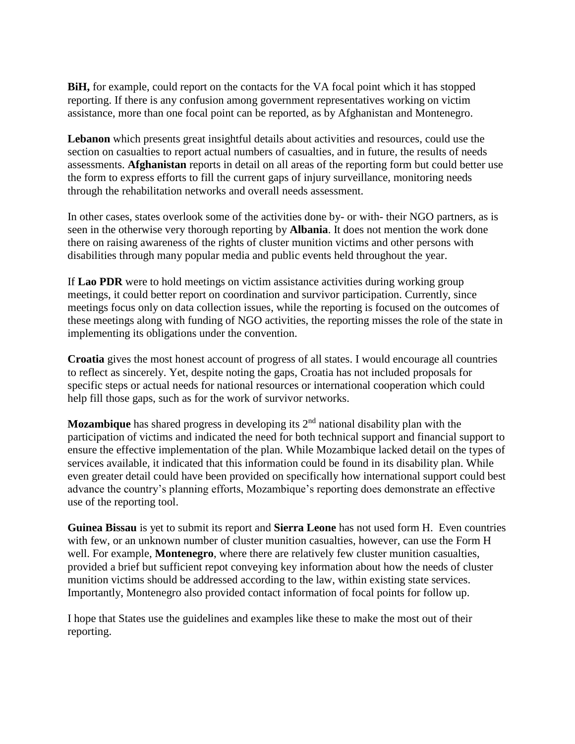**BiH,** for example, could report on the contacts for the VA focal point which it has stopped reporting. If there is any confusion among government representatives working on victim assistance, more than one focal point can be reported, as by Afghanistan and Montenegro.

**Lebanon** which presents great insightful details about activities and resources, could use the section on casualties to report actual numbers of casualties, and in future, the results of needs assessments. **Afghanistan** reports in detail on all areas of the reporting form but could better use the form to express efforts to fill the current gaps of injury surveillance, monitoring needs through the rehabilitation networks and overall needs assessment.

In other cases, states overlook some of the activities done by- or with- their NGO partners, as is seen in the otherwise very thorough reporting by **Albania**. It does not mention the work done there on raising awareness of the rights of cluster munition victims and other persons with disabilities through many popular media and public events held throughout the year.

If **Lao PDR** were to hold meetings on victim assistance activities during working group meetings, it could better report on coordination and survivor participation. Currently, since meetings focus only on data collection issues, while the reporting is focused on the outcomes of these meetings along with funding of NGO activities, the reporting misses the role of the state in implementing its obligations under the convention.

**Croatia** gives the most honest account of progress of all states. I would encourage all countries to reflect as sincerely. Yet, despite noting the gaps, Croatia has not included proposals for specific steps or actual needs for national resources or international cooperation which could help fill those gaps, such as for the work of survivor networks.

**Mozambique** has shared progress in developing its 2nd national disability plan with the participation of victims and indicated the need for both technical support and financial support to ensure the effective implementation of the plan. While Mozambique lacked detail on the types of services available, it indicated that this information could be found in its disability plan. While even greater detail could have been provided on specifically how international support could best advance the country's planning efforts, Mozambique's reporting does demonstrate an effective use of the reporting tool.

**Guinea Bissau** is yet to submit its report and **Sierra Leone** has not used form H. Even countries with few, or an unknown number of cluster munition casualties, however, can use the Form H well. For example, **Montenegro**, where there are relatively few cluster munition casualties, provided a brief but sufficient repot conveying key information about how the needs of cluster munition victims should be addressed according to the law, within existing state services. Importantly, Montenegro also provided contact information of focal points for follow up.

I hope that States use the guidelines and examples like these to make the most out of their reporting.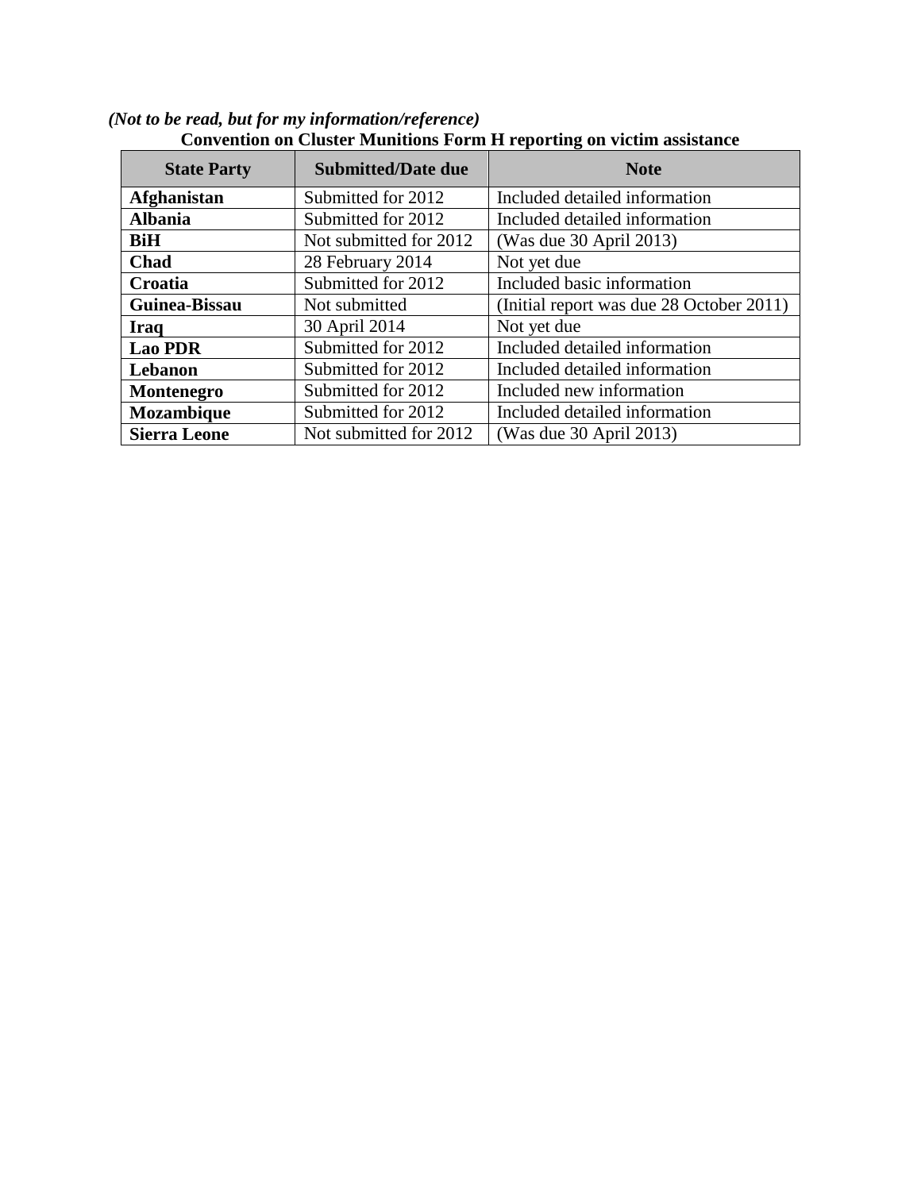***(Not to be read, but for my information/reference)***

**Convention on Cluster Munitions Form H reporting on victim assistance**

| State Party | Submitted/Date due | Note |
|---|---|---|
| **Afghanistan** | Submitted for 2012 | Included detailed information |
| **Albania** | Submitted for 2012 | Included detailed information |
| **BiH** | Not submitted for 2012 | (Was due 30 April 2013) |
| **Chad** | 28 February 2014 | Not yet due |
| **Croatia** | Submitted for 2012 | Included basic information |
| **Guinea-Bissau** | Not submitted | (Initial report was due 28 October 2011) |
| **Iraq** | 30 April 2014 | Not yet due |
| **Lao PDR** | Submitted for 2012 | Included detailed information |
| **Lebanon** | Submitted for 2012 | Included detailed information |
| **Montenegro** | Submitted for 2012 | Included new information |
| **Mozambique** | Submitted for 2012 | Included detailed information |
| **Sierra Leone** | Not submitted for 2012 | (Was due 30 April 2013) |